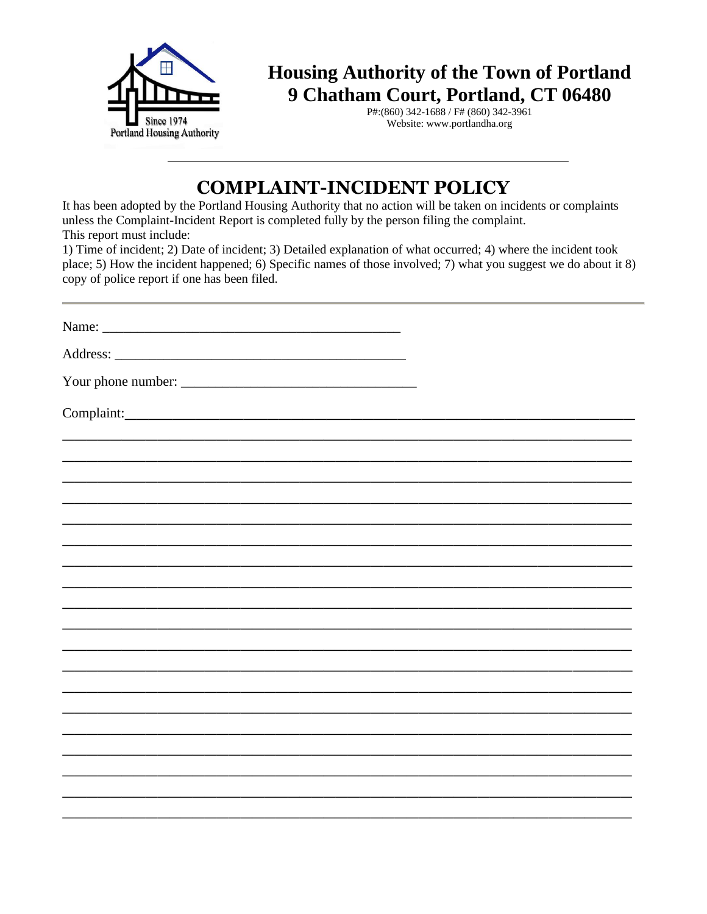# Housing Authority of the Town of Portland
## 9 Chatham Court, Portland, CT 06480

P#:(860) 342-1688 / F# (860) 342-3961
Website: www.portlandha.org

---

## COMPLAINT-INCIDENT POLICY

It has been adopted by the Portland Housing Authority that no action will be taken on incidents or complaints unless the Complaint-Incident Report is completed fully by the person filing the complaint.
This report must include:
1) Time of incident; 2) Date of incident; 3) Detailed explanation of what occurred; 4) where the incident took place; 5) How the incident happened; 6) Specific names of those involved; 7) what you suggest we do about it 8) copy of police report if one has been filed.

---

Name: ___________________________________________

Address: __________________________________________

Your phone number: __________________________________

Complaint:___________________________________________________________________________

_____________________________________________________________________________________

_____________________________________________________________________________________

_____________________________________________________________________________________

_____________________________________________________________________________________

_____________________________________________________________________________________

_____________________________________________________________________________________

_____________________________________________________________________________________

_____________________________________________________________________________________

_____________________________________________________________________________________

_____________________________________________________________________________________

_____________________________________________________________________________________

_____________________________________________________________________________________

_____________________________________________________________________________________

_____________________________________________________________________________________

_____________________________________________________________________________________

_____________________________________________________________________________________

_____________________________________________________________________________________

_____________________________________________________________________________________

_____________________________________________________________________________________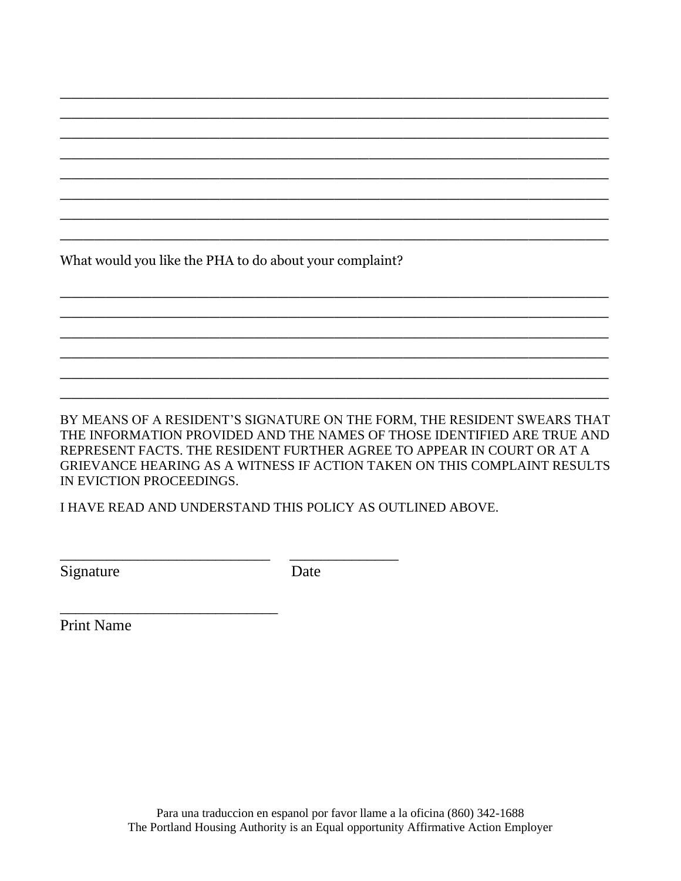________________________________________________________________________
________________________________________________________________________
________________________________________________________________________
________________________________________________________________________
________________________________________________________________________
________________________________________________________________________
________________________________________________________________________
________________________________________________________________________

What would you like the PHA to do about your complaint?

________________________________________________________________________
________________________________________________________________________
________________________________________________________________________
________________________________________________________________________
________________________________________________________________________
________________________________________________________________________

BY MEANS OF A RESIDENT'S SIGNATURE ON THE FORM, THE RESIDENT SWEARS THAT THE INFORMATION PROVIDED AND THE NAMES OF THOSE IDENTIFIED ARE TRUE AND REPRESENT FACTS. THE RESIDENT FURTHER AGREE TO APPEAR IN COURT OR AT A GRIEVANCE HEARING AS A WITNESS IF ACTION TAKEN ON THIS COMPLAINT RESULTS IN EVICTION PROCEEDINGS.

I HAVE READ AND UNDERSTAND THIS POLICY AS OUTLINED ABOVE.

____________________________ ______________
Signature Date

_____________________________
Print Name

Para una traduccion en espanol por favor llame a la oficina (860) 342-1688
The Portland Housing Authority is an Equal opportunity Affirmative Action Employer